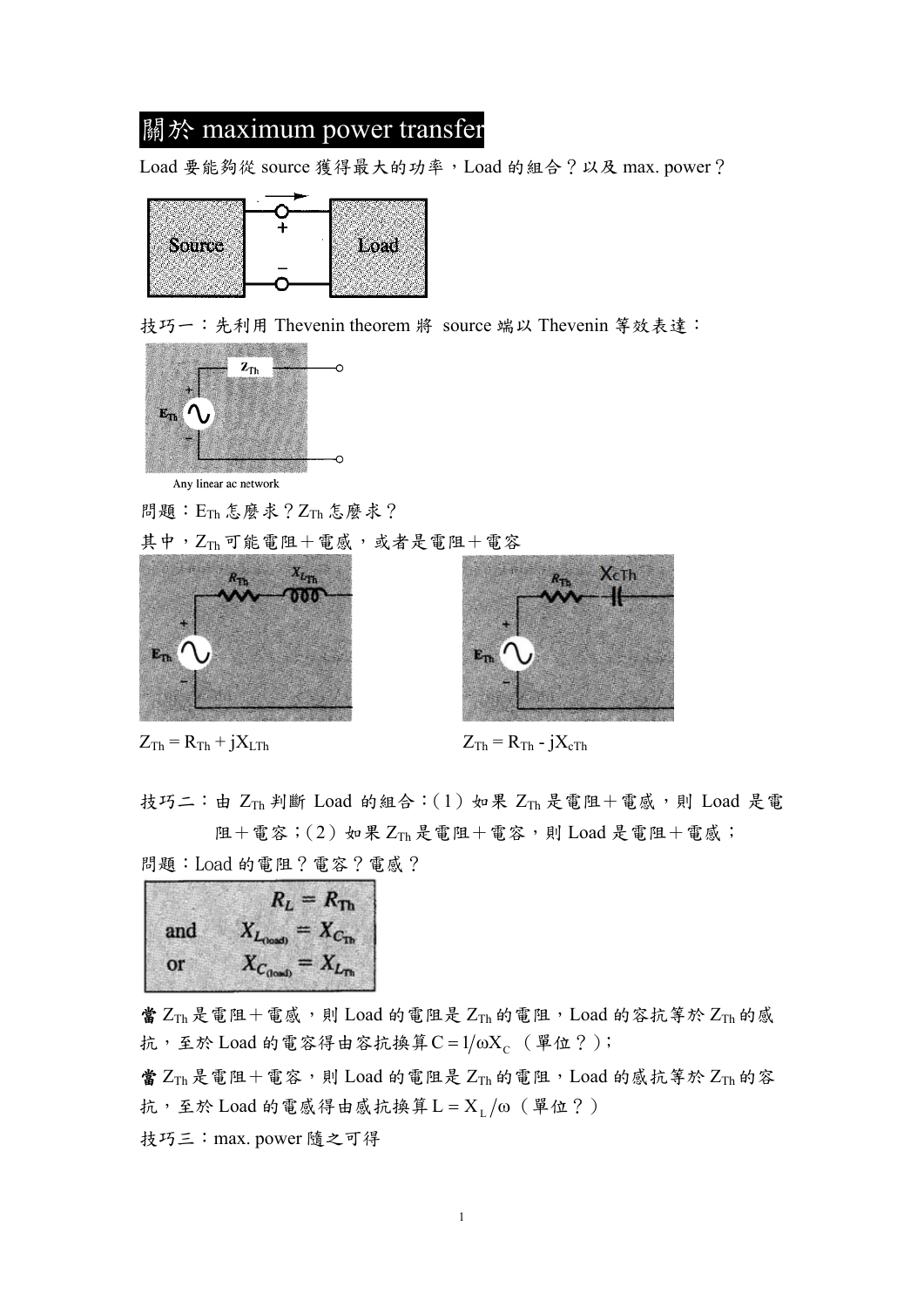# 關於 maximum power transfer

Load 要能夠從 source 獲得最大的功率，Load 的組合？以及 max. power？

技巧一：先利用 Thevenin theorem 將 source 端以 Thevenin 等效表達：

問題：$E_{Th}$ 怎麼求？$Z_{Th}$ 怎麼求？

其中，$Z_{Th}$ 可能電阻＋電感，或者是電阻＋電容

$Z_{Th} = R_{Th} + jX_{LTh}$

$Z_{Th} = R_{Th} - jX_{cTh}$

技巧二：由 $Z_{Th}$ 判斷 Load 的組合：(1) 如果 $Z_{Th}$ 是電阻＋電感，則 Load 是電阻＋電容；(2) 如果 $Z_{Th}$ 是電阻＋電容，則 Load 是電阻＋電感；

問題：Load 的電阻？電容？電感？

$$R_L = R_{Th}$$
and $$X_{L(load)} = X_{C_{Th}}$$
or $$X_{C(load)} = X_{L_{Th}}$$

**當** $Z_{Th}$ 是電阻＋電感，則 Load 的電阻是 $Z_{Th}$ 的電阻，Load 的容抗等於 $Z_{Th}$ 的感抗，至於 Load 的電容得由容抗換算 $C = 1/\omega X_C$ （單位？）；

**當** $Z_{Th}$ 是電阻＋電容，則 Load 的電阻是 $Z_{Th}$ 的電阻，Load 的感抗等於 $Z_{Th}$ 的容抗，至於 Load 的電感得由感抗換算 $L = X_L/\omega$（單位？）

技巧三：max. power 隨之可得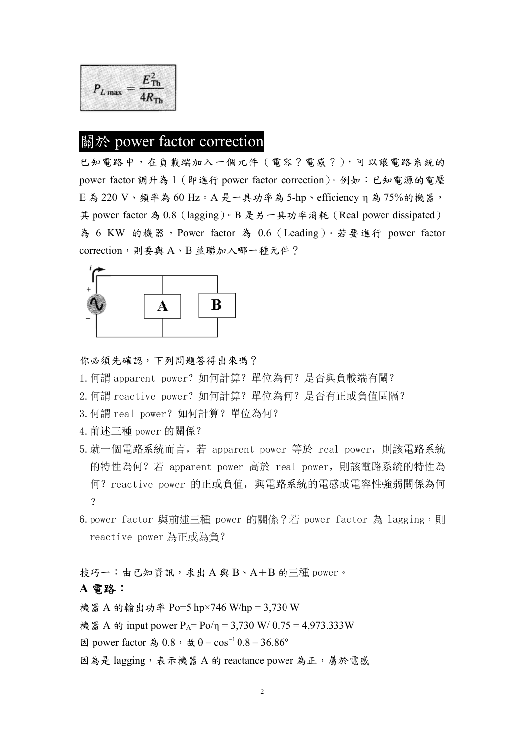$$P_{L\max} = \frac{E_{\mathrm{Th}}^2}{4R_{\mathrm{Th}}}$$

## 關於 power factor correction

已知電路中，在負載端加入一個元件（電容？電感？），可以讓電路系統的 power factor 調升為 1（即進行 power factor correction）。例如：已知電源的電壓 E 為 220 V、頻率為 60 Hz。A 是一具功率為 5-hp、efficiency η 為 75%的機器，其 power factor 為 0.8（lagging）。B 是另一具功率消耗（Real power dissipated）為 6 KW 的機器，Power factor 為 0.6（Leading）。若要進行 power factor correction，則要與 A、B 並聯加入哪一種元件？

你必須先確認，下列問題答得出來嗎？

1. 何謂 apparent power？如何計算？單位為何？是否與負載端有關？
2. 何謂 reactive power？如何計算？單位為何？是否有正或負值區隔？
3. 何謂 real power？如何計算？單位為何？
4. 前述三種 power 的關係？
5. 就一個電路系統而言，若 apparent power 等於 real power，則該電路系統的特性為何？若 apparent power 高於 real power，則該電路系統的特性為何？reactive power 的正或負值，與電路系統的電感或電容性強弱關係為何？
6. power factor 與前述三種 power 的關係？若 power factor 為 lagging，則 reactive power 為正或為負？

技巧一：由已知資訊，求出 A 與 B、A＋B 的三種 power。

**A 電路：**

機器 A 的輸出功率 Po=5 hp×746 W/hp = 3,730 W

機器 A 的 input power $P_A$= Po/η = 3,730 W/ 0.75 = 4,973.333W

因 power factor 為 0.8，故 $\theta = \cos^{-1} 0.8 = 36.86°$

因為是 lagging，表示機器 A 的 reactance power 為正，屬於電感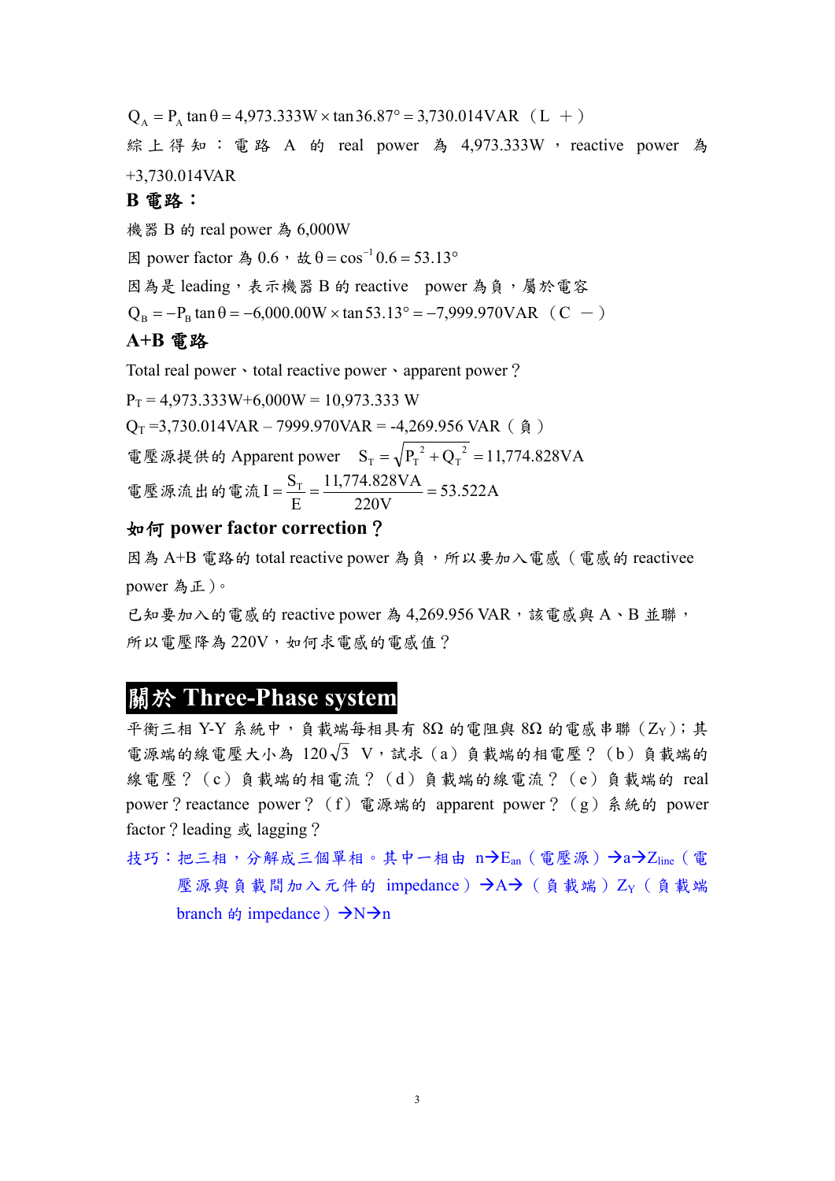$Q_A = P_A \tan\theta = 4{,}973.333\text{W} \times \tan 36.87° = 3{,}730.014\text{VAR}$（L ＋）

綜上得知：電路 A 的 real power 為 4,973.333W，reactive power 為 +3,730.014VAR

**B 電路：**

機器 B 的 real power 為 6,000W

因 power factor 為 0.6，故 $\theta = \cos^{-1} 0.6 = 53.13°$

因為是 leading，表示機器 B 的 reactive power 為負，屬於電容

$Q_B = -P_B \tan\theta = -6{,}000.00\text{W} \times \tan 53.13° = -7{,}999.970\text{VAR}$（C －）

**A+B 電路**

Total real power、total reactive power、apparent power？

$P_T = 4{,}973.333\text{W} + 6{,}000\text{W} = 10{,}973.333\ \text{W}$

$Q_T = 3{,}730.014\text{VAR} - 7999.970\text{VAR} = -4{,}269.956\ \text{VAR}$（負）

電壓源提供的 Apparent power $S_T = \sqrt{{P_T}^2 + {Q_T}^2} = 11{,}774.828\text{VA}$

電壓源流出的電流 $I = \dfrac{S_T}{E} = \dfrac{11{,}774.828\text{VA}}{220\text{V}} = 53.522\text{A}$

**如何 power factor correction？**

因為 A+B 電路的 total reactive power 為負，所以要加入電感（電感的 reactivee power 為正）。

已知要加入的電感的 reactive power 為 4,269.956 VAR，該電感與 A、B 並聯，所以電壓降為 220V，如何求電感的電感值？

## 關於 Three-Phase system

平衡三相 Y-Y 系統中，負載端每相具有 8Ω 的電阻與 8Ω 的電感串聯（$Z_Y$）；其電源端的線電壓大小為 $120\sqrt{3}$ V，試求（a）負載端的相電壓？（b）負載端的線電壓？（c）負載端的相電流？（d）負載端的線電流？（e）負載端的 real power？reactance power？（f）電源端的 apparent power？（g）系統的 power factor？leading 或 lagging？

技巧：把三相，分解成三個單相。其中一相由 n→$E_{an}$（電壓源）→a→$Z_{line}$（電壓源與負載間加入元件的 impedance）→A→（負載端）$Z_Y$（負載端 branch 的 impedance）→N→n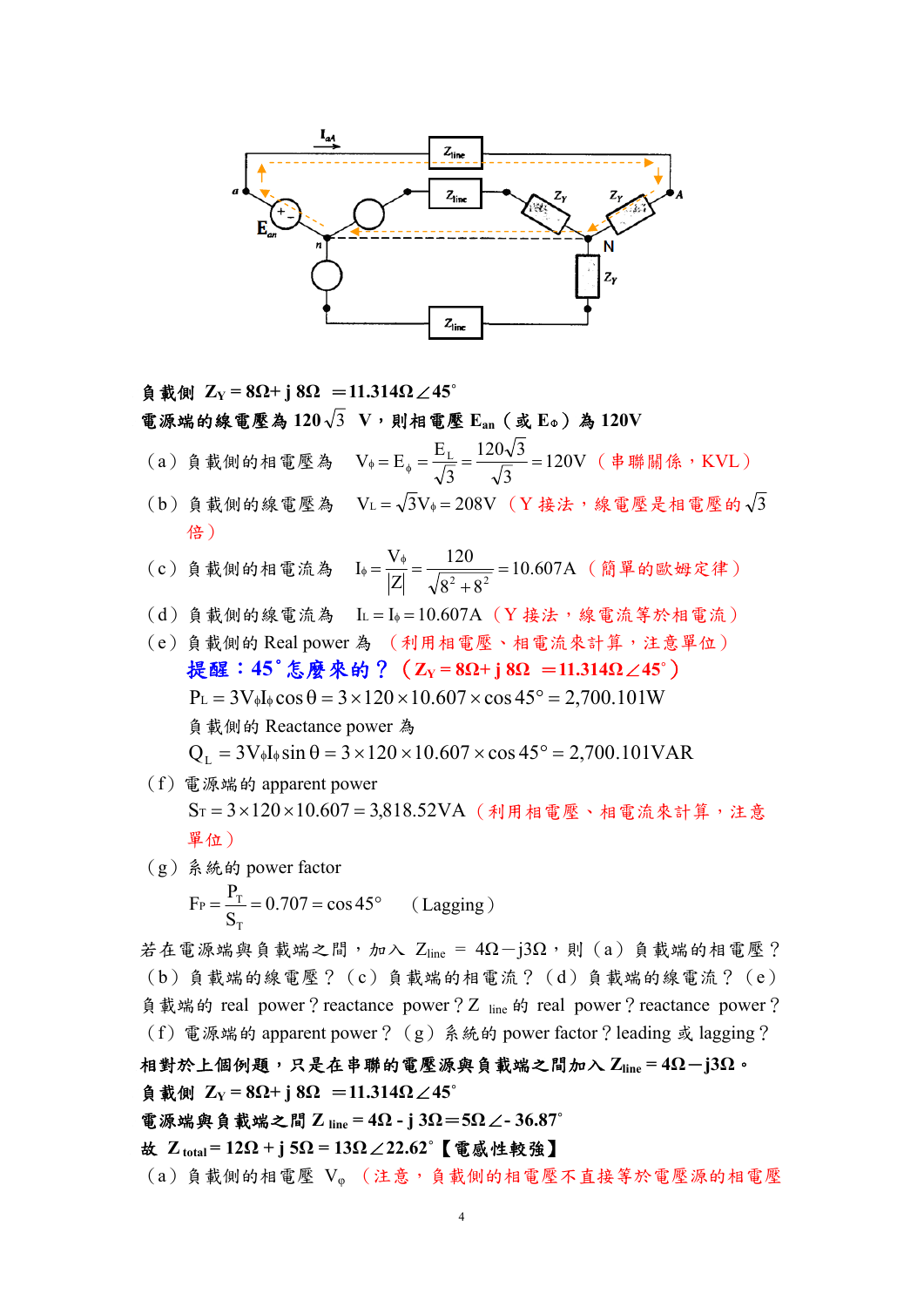負載側 $Z_Y = 8\Omega + j\,8\Omega \;= 11.314\Omega\angle 45^\circ$

**電源端的線電壓為 $120\sqrt{3}$ V，則相電壓 $E_{an}$（或 $E_\phi$）為 120V**

（a）負載側的相電壓為 $V_\phi = E_\phi = \dfrac{E_L}{\sqrt{3}} = \dfrac{120\sqrt{3}}{\sqrt{3}} = 120\text{V}$（串聯關係，KVL）

（b）負載側的線電壓為 $V_L = \sqrt{3}V_\phi = 208\text{V}$（Y 接法，線電壓是相電壓的 $\sqrt{3}$ 倍）

（c）負載側的相電流為 $I_\phi = \dfrac{V_\phi}{|Z|} = \dfrac{120}{\sqrt{8^2+8^2}} = 10.607\text{A}$（簡單的歐姆定律）

（d）負載側的線電流為 $I_L = I_\phi = 10.607\text{A}$（Y 接法，線電流等於相電流）

（e）負載側的 Real power 為（利用相電壓、相電流來計算，注意單位）

**提醒：45˚怎麼來的？（$Z_Y = 8\Omega + j\,8\Omega \;= 11.314\Omega\angle 45^\circ$）**

$P_L = 3V_\phi I_\phi \cos\theta = 3\times 120\times 10.607\times\cos 45^\circ = 2{,}700.101\text{W}$

負載側的 Reactance power 為

$Q_L = 3V_\phi I_\phi \sin\theta = 3\times 120\times 10.607\times\cos 45^\circ = 2{,}700.101\text{VAR}$

（f）電源端的 apparent power

$S_T = 3\times 120\times 10.607 = 3{,}818.52\text{VA}$（利用相電壓、相電流來計算，注意單位）

（g）系統的 power factor

$$F_P = \frac{P_T}{S_T} = 0.707 = \cos 45^\circ \qquad (\text{Lagging})$$

若在電源端與負載端之間，加入 $Z_{line} = 4\Omega - j3\Omega$，則（a）負載端的相電壓？（b）負載端的線電壓？（c）負載端的相電流？（d）負載端的線電流？（e）負載端的 real power？reactance power？$Z_{line}$ 的 real power？reactance power？（f）電源端的 apparent power？（g）系統的 power factor？leading 或 lagging？

**相對於上個例題，只是在串聯的電壓源與負載端之間加入 $Z_{line} = 4\Omega - j3\Omega$。**

**負載側 $Z_Y = 8\Omega + j\,8\Omega \;= 11.314\Omega\angle 45^\circ$**

**電源端與負載端之間 $Z_{line} = 4\Omega - j\,3\Omega = 5\Omega\angle -36.87^\circ$**

**故 $Z_{total} = 12\Omega + j\,5\Omega = 13\Omega\angle 22.62^\circ$【電感性較強】**

（a）負載側的相電壓 $V_\phi$（注意，負載側的相電壓不直接等於電壓源的相電壓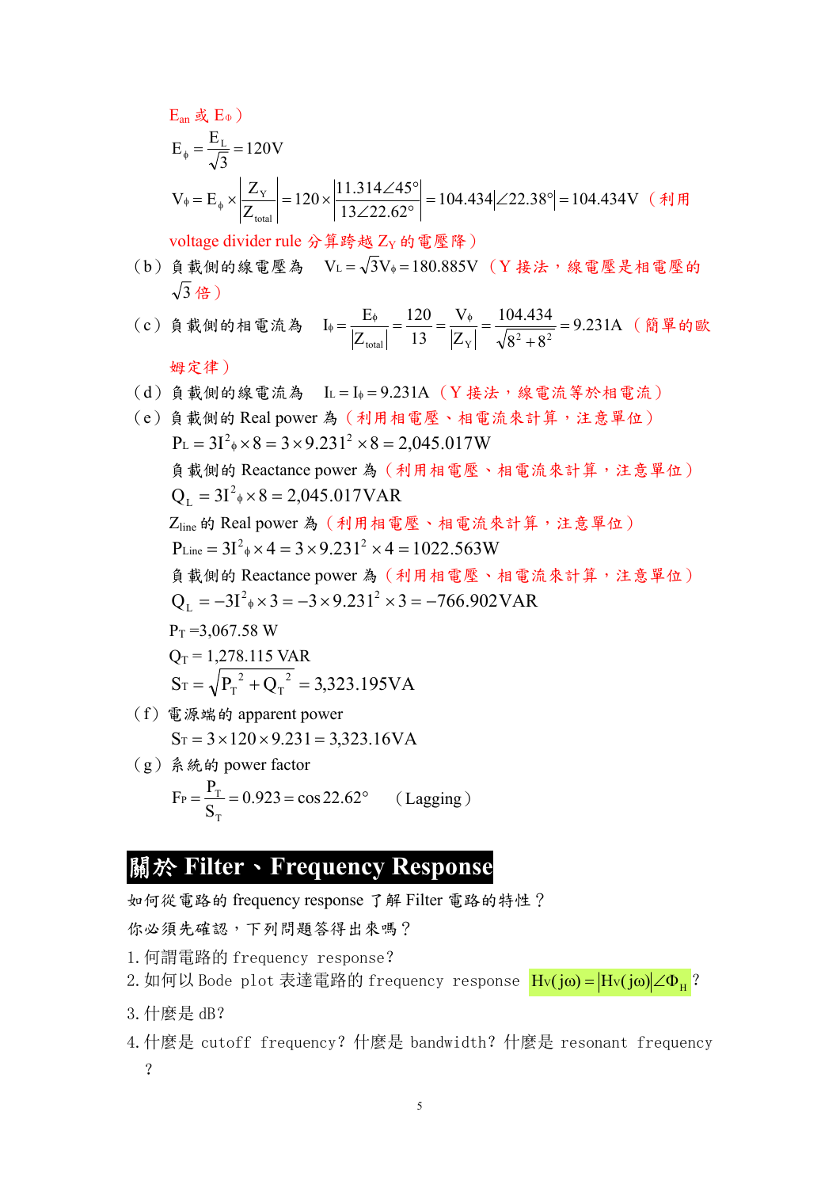$E_{an}$ 或 $E_\phi$）

$$E_\phi = \frac{E_L}{\sqrt{3}} = 120\text{V}$$

$$V_\phi = E_\phi \times \left|\frac{Z_Y}{Z_{total}}\right| = 120 \times \left|\frac{11.314\angle 45°}{13\angle 22.62°}\right| = 104.434\left|\angle 22.38°\right| = 104.434\text{V}$$（利用 voltage divider rule 分算跨越 $Z_Y$ 的電壓降）

（b）負載側的線電壓為　$V_L = \sqrt{3}V_\phi = 180.885\text{V}$（Y 接法，線電壓是相電壓的 $\sqrt{3}$ 倍）

（c）負載側的相電流為　$I_\phi = \dfrac{E_\phi}{|Z_{total}|} = \dfrac{120}{13} = \dfrac{V_\phi}{|Z_Y|} = \dfrac{104.434}{\sqrt{8^2+8^2}} = 9.231\text{A}$（簡單的歐姆定律）

（d）負載側的線電流為　$I_L = I_\phi = 9.231\text{A}$（Y 接法，線電流等於相電流）

（e）負載側的 Real power 為（利用相電壓、相電流來計算，注意單位）

$$P_L = 3I^2_\phi \times 8 = 3 \times 9.231^2 \times 8 = 2{,}045.017\text{W}$$

負載側的 Reactance power 為（利用相電壓、相電流來計算，注意單位）

$$Q_L = 3I^2_\phi \times 8 = 2{,}045.017\text{VAR}$$

$Z_{line}$ 的 Real power 為（利用相電壓、相電流來計算，注意單位）

$$P_{Line} = 3I^2_\phi \times 4 = 3 \times 9.231^2 \times 4 = 1022.563\text{W}$$

負載側的 Reactance power 為（利用相電壓、相電流來計算，注意單位）

$$Q_L = -3I^2_\phi \times 3 = -3 \times 9.231^2 \times 3 = -766.902\text{VAR}$$

$P_T$ =3,067.58 W

$Q_T$ = 1,278.115 VAR

$$S_T = \sqrt{P_T^{\ 2} + Q_T^{\ 2}} = 3{,}323.195\text{VA}$$

（f）電源端的 apparent power

$$S_T = 3 \times 120 \times 9.231 = 3{,}323.16\text{VA}$$

（g）系統的 power factor

$$F_P = \frac{P_T}{S_T} = 0.923 = \cos 22.62° \quad \text{（Lagging）}$$

## 關於 Filter、Frequency Response

如何從電路的 frequency response 了解 Filter 電路的特性？

你必須先確認，下列問題答得出來嗎？

1. 何謂電路的 frequency response?
2. 如何以 Bode plot 表達電路的 frequency response $H_V(j\omega) = |H_V(j\omega)|\angle\Phi_H$ ?
3. 什麼是 dB?
4. 什麼是 cutoff frequency? 什麼是 bandwidth? 什麼是 resonant frequency?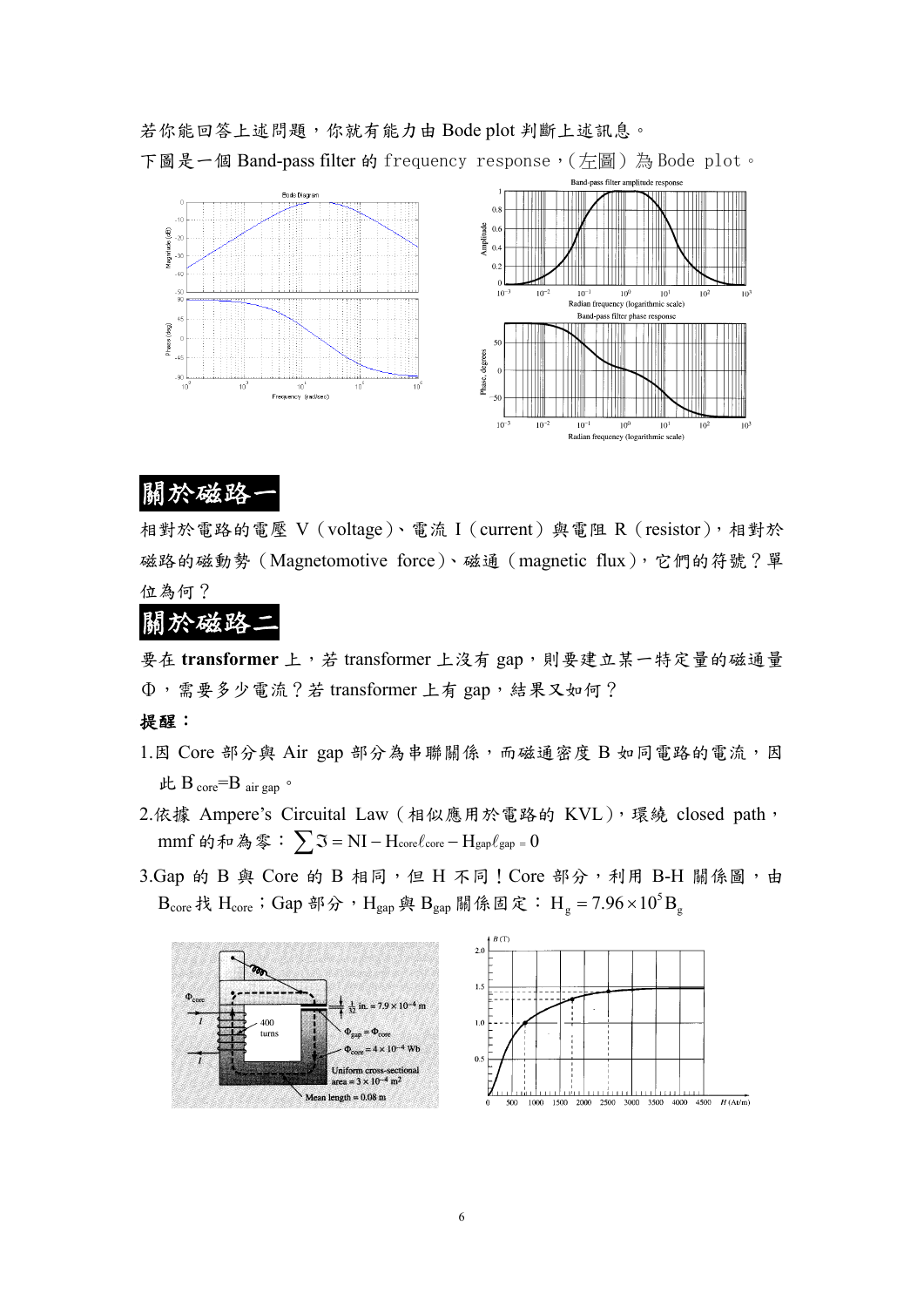若你能回答上述問題，你就有能力由 Bode plot 判斷上述訊息。

下圖是一個 Band-pass filter 的 frequency response，(左圖) 為 Bode plot。

Bode Diagram

Magnitude (dB)

Phase (deg)

Frequency (rad/sec)

Band-pass filter amplitude response

Amplitude

Radian frequency (logarithmic scale)

Band-pass filter phase response

Phase, degrees

Radian frequency (logarithmic scale)

# 關於磁路一

相對於電路的電壓 V (voltage)、電流 I (current) 與電阻 R (resistor)，相對於磁路的磁動勢 (Magnetomotive force)、磁通 (magnetic flux)，它們的符號？單位為何？

# 關於磁路二

要在 **transformer** 上，若 transformer 上沒有 gap，則要建立某一特定量的磁通量 Φ，需要多少電流？若 transformer 上有 gap，結果又如何？

**提醒：**

1. 因 Core 部分與 Air gap 部分為串聯關係，而磁通密度 B 如同電路的電流，因此 $B_{core}=B_{air\ gap}$。
2. 依據 Ampere's Circuital Law (相似應用於電路的 KVL)，環繞 closed path，mmf 的和為零：$\sum \Im = NI - H_{core}\ell_{core} - H_{gap}\ell_{gap} = 0$
3. Gap 的 B 與 Core 的 B 相同，但 H 不同！Core 部分，利用 B-H 關係圖，由 $B_{core}$ 找 $H_{core}$；Gap 部分，$H_{gap}$ 與 $B_{gap}$ 關係固定：$H_g = 7.96\times10^5 B_g$

$\Phi_{core}$

$I$

400 turns

$\frac{1}{32}$ in. $= 7.9\times10^{-4}$ m

$\Phi_{gap} = \Phi_{core}$

$\Phi_{core} = 4\times10^{-4}$ Wb

Uniform cross-sectional area $= 3\times10^{-4}$ m²

Mean length = 0.08 m

B (T)

H (At/m)